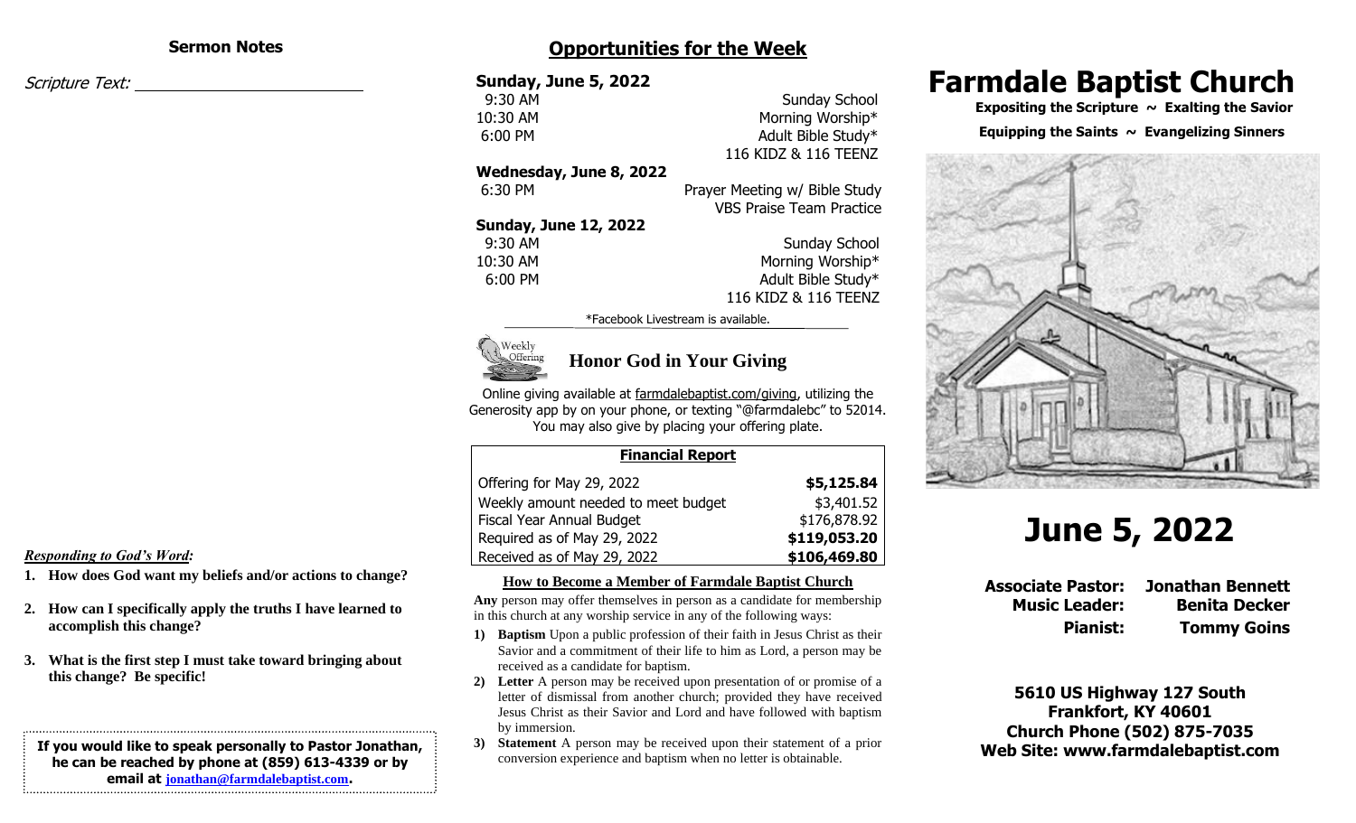## Sermon Notes

*Scripture Text:* \_\_\_\_\_\_\_\_\_\_\_\_\_\_\_\_\_\_\_\_\_\_\_\_

***Responding to God's Word:***

1. **How does God want my beliefs and/or actions to change?**
2. **How can I specifically apply the truths I have learned to accomplish this change?**
3. **What is the first step I must take toward bringing about this change? Be specific!**

**If you would like to speak personally to Pastor Jonathan, he can be reached by phone at (859) 613-4339 or by email at jonathan@farmdalebaptist.com.**

## Opportunities for the Week

**Sunday, June 5, 2022**

| | |
|---|---|
| 9:30 AM | Sunday School |
| 10:30 AM | Morning Worship* |
| 6:00 PM | Adult Bible Study* |
| | 116 KIDZ & 116 TEENZ |

**Wednesday, June 8, 2022**

| | |
|---|---|
| 6:30 PM | Prayer Meeting w/ Bible Study |
| | VBS Praise Team Practice |

**Sunday, June 12, 2022**

| | |
|---|---|
| 9:30 AM | Sunday School |
| 10:30 AM | Morning Worship* |
| 6:00 PM | Adult Bible Study* |
| | 116 KIDZ & 116 TEENZ |

*Facebook Livestream is available.

### Honor God in Your Giving

Online giving available at farmdalebaptist.com/giving, utilizing the Generosity app by on your phone, or texting "@farmdalebc" to 52014. You may also give by placing your offering plate.

| Financial Report | |
|---|---|
| Offering for May 29, 2022 | **$5,125.84** |
| Weekly amount needed to meet budget | $3,401.52 |
| Fiscal Year Annual Budget | $176,878.92 |
| Required as of May 29, 2022 | **$119,053.20** |
| Received as of May 29, 2022 | **$106,469.80** |

### How to Become a Member of Farmdale Baptist Church

**Any** person may offer themselves in person as a candidate for membership in this church at any worship service in any of the following ways:

1) **Baptism** Upon a public profession of their faith in Jesus Christ as their Savior and a commitment of their life to him as Lord, a person may be received as a candidate for baptism.
2) **Letter** A person may be received upon presentation of or promise of a letter of dismissal from another church; provided they have received Jesus Christ as their Savior and Lord and have followed with baptism by immersion.
3) **Statement** A person may be received upon their statement of a prior conversion experience and baptism when no letter is obtainable.

# Farmdale Baptist Church

**Expositing the Scripture ~ Exalting the Savior**

**Equipping the Saints ~ Evangelizing Sinners**

# June 5, 2022

| | |
|---|---|
| **Associate Pastor:** | **Jonathan Bennett** |
| **Music Leader:** | **Benita Decker** |
| **Pianist:** | **Tommy Goins** |

**5610 US Highway 127 South**
**Frankfort, KY 40601**
**Church Phone (502) 875-7035**
**Web Site: www.farmdalebaptist.com**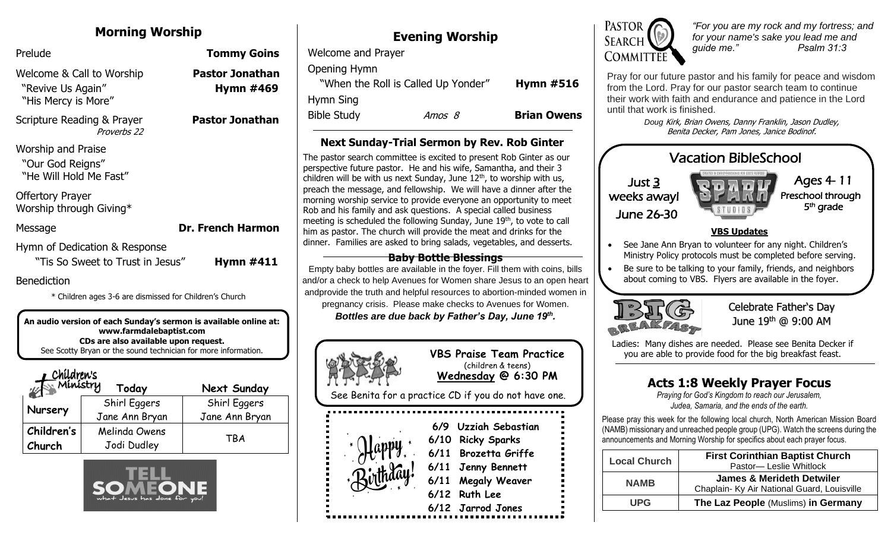## Morning Worship

Prelude **Tommy Goins**

Welcome & Call to Worship **Pastor Jonathan**
"Revive Us Again" **Hymn #469**
"His Mercy is More"

Scripture Reading & Prayer **Pastor Jonathan**
*Proverbs 22*

Worship and Praise
"Our God Reigns"
"He Will Hold Me Fast"

Offertory Prayer
Worship through Giving*

Message **Dr. French Harmon**

Hymn of Dedication & Response
"Tis So Sweet to Trust in Jesus" **Hymn #411**

Benediction

* Children ages 3-6 are dismissed for Children's Church

**An audio version of each Sunday's sermon is available online at: www.farmdalebaptist.com**
**CDs are also available upon request.**
See Scotty Bryan or the sound technician for more information.

| Children's Ministry | Today | Next Sunday |
| --- | --- | --- |
| Nursery | Shirl Eggers<br>Jane Ann Bryan | Shirl Eggers<br>Jane Ann Bryan |
| Children's Church | Melinda Owens<br>Jodi Dudley | TBA |

TELL SOMEONE what Jesus has done for you!

## Evening Worship

Welcome and Prayer

Opening Hymn
"When the Roll is Called Up Yonder" **Hymn #516**

Hymn Sing

Bible Study *Amos 8* **Brian Owens**

### Next Sunday-Trial Sermon by Rev. Rob Ginter

The pastor search committee is excited to present Rob Ginter as our perspective future pastor. He and his wife, Samantha, and their 3 children will be with us next Sunday, June 12th, to worship with us, preach the message, and fellowship. We will have a dinner after the morning worship service to provide everyone an opportunity to meet Rob and his family and ask questions. A special called business meeting is scheduled the following Sunday, June 19th, to vote to call him as pastor. The church will provide the meat and drinks for the dinner. Families are asked to bring salads, vegetables, and desserts.

### Baby Bottle Blessings

Empty baby bottles are available in the foyer. Fill them with coins, bills and/or a check to help Avenues for Women share Jesus to an open heart andprovide the truth and helpful resources to abortion-minded women in pregnancy crisis. Please make checks to Avenues for Women.
***Bottles are due back by Father's Day, June 19th.***

**VBS Praise Team Practice**
(children & teens)
**Wednesday @ 6:30 PM**

See Benita for a practice CD if you do not have one.

Happy Birthday!

**6/9 Uzziah Sebastian**
**6/10 Ricky Sparks**
**6/11 Brozetta Griffe**
**6/11 Jenny Bennett**
**6/11 Megaly Weaver**
**6/12 Ruth Lee**
**6/12 Jarrod Jones**

## Pastor Search Committee

*"For you are my rock and my fortress; and for your name's sake you lead me and guide me." Psalm 31:3*

Pray for our future pastor and his family for peace and wisdom from the Lord. Pray for our pastor search team to continue their work with faith and endurance and patience in the Lord until that work is finished.

*Doug Kirk, Brian Owens, Danny Franklin, Jason Dudley, Benita Decker, Pam Jones, Janice Bodinof.*

## Vacation BibleSchool

Just 3 weeks away!
June 26-30

SPARK STUDIOS

Ages 4-11
Preschool through 5th grade

**VBS Updates**

- See Jane Ann Bryan to volunteer for any night. Children's Ministry Policy protocols must be completed before serving.
- Be sure to be talking to your family, friends, and neighbors about coming to VBS. Flyers are available in the foyer.

BIG BREAKFAST

Celebrate Father's Day
June 19th @ 9:00 AM

Ladies: Many dishes are needed. Please see Benita Decker if you are able to provide food for the big breakfast feast.

## Acts 1:8 Weekly Prayer Focus

*Praying for God's Kingdom to reach our Jerusalem, Judea, Samaria, and the ends of the earth.*

Please pray this week for the following local church, North American Mission Board (NAMB) missionary and unreached people group (UPG). Watch the screens during the announcements and Morning Worship for specifics about each prayer focus.

| | |
| --- | --- |
| Local Church | **First Corinthian Baptist Church**<br>Pastor— Leslie Whitlock |
| NAMB | **James & Merideth Detwiler**<br>Chaplain- Ky Air National Guard, Louisville |
| UPG | **The Laz People** (Muslims) **in Germany** |